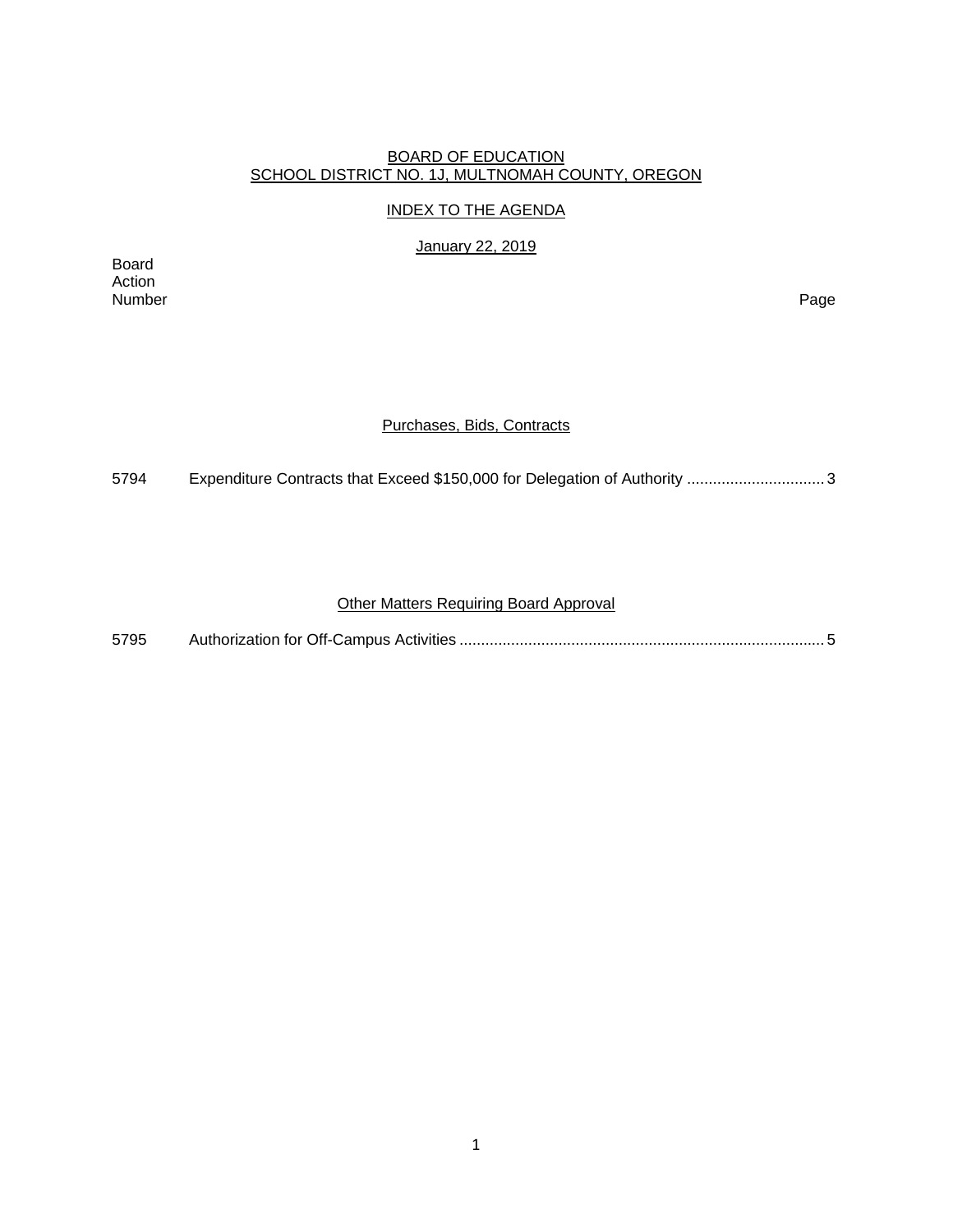BOARD OF EDUCATION
SCHOOL DISTRICT NO. 1J, MULTNOMAH COUNTY, OREGON

INDEX TO THE AGENDA

January 22, 2019

| Board Action Number | | Page |
|---|---|---|

## Purchases, Bids, Contracts

| | | |
|---|---|---|
| 5794 | Expenditure Contracts that Exceed $150,000 for Delegation of Authority | 3 |

## Other Matters Requiring Board Approval

| | | |
|---|---|---|
| 5795 | Authorization for Off-Campus Activities | 5 |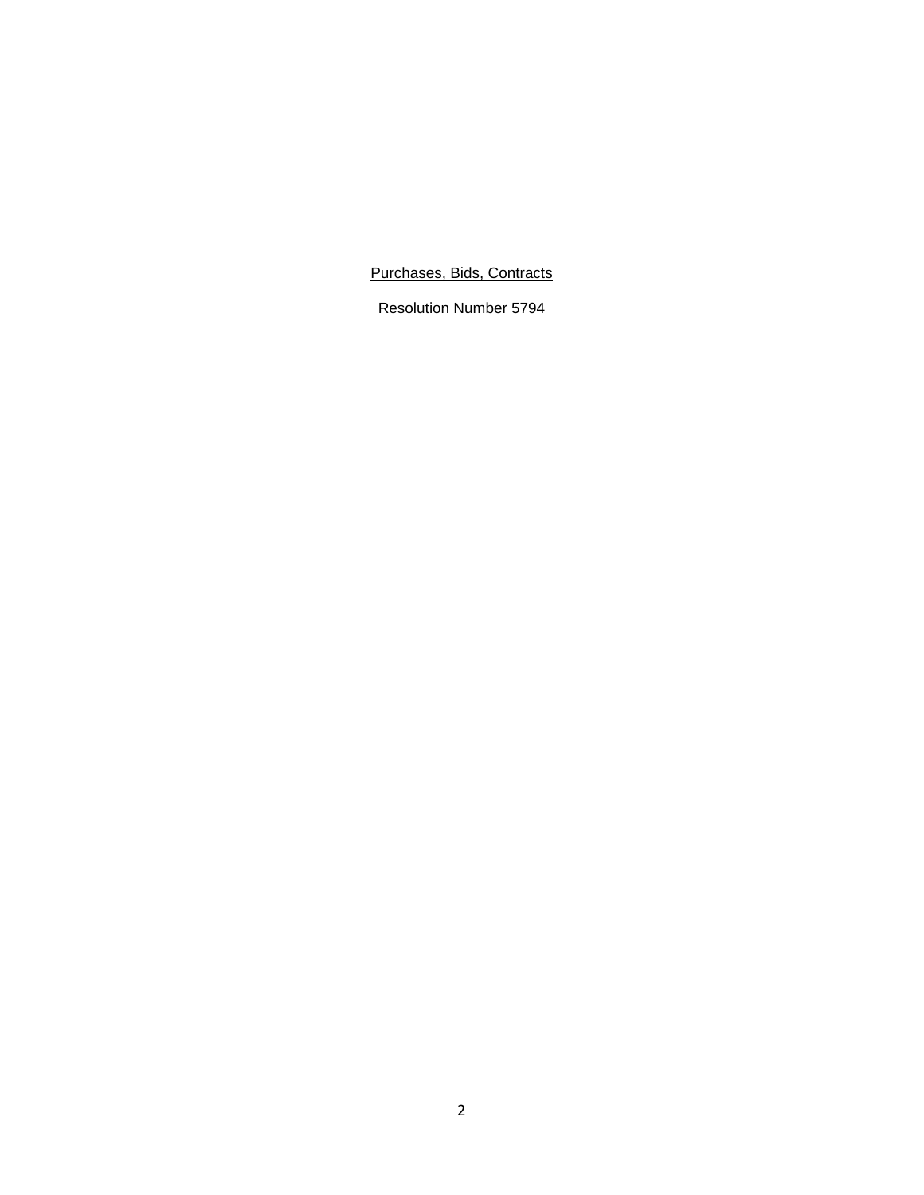<u>Purchases, Bids, Contracts</u>

Resolution Number 5794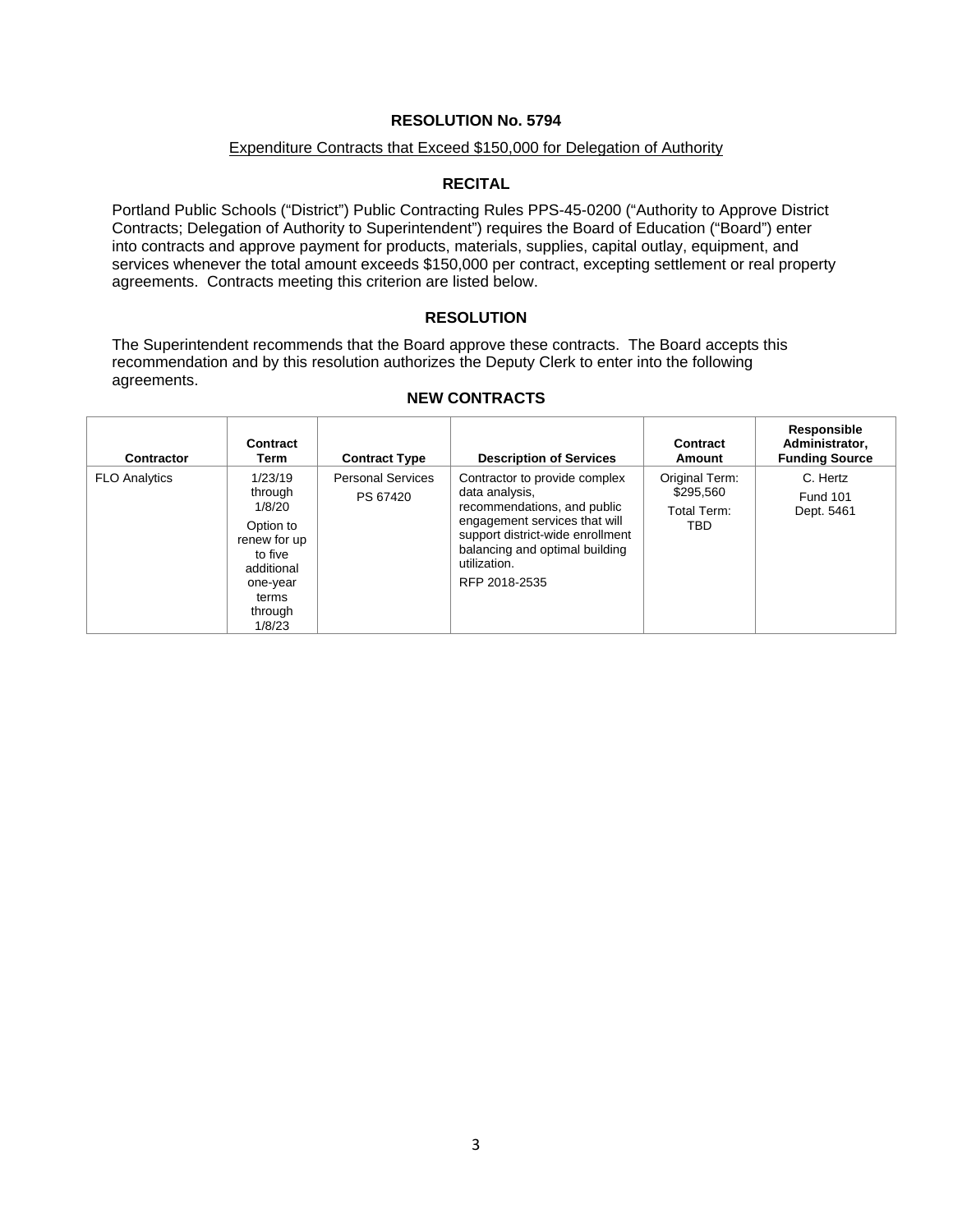**RESOLUTION No. 5794**

Expenditure Contracts that Exceed $150,000 for Delegation of Authority

**RECITAL**

Portland Public Schools ("District") Public Contracting Rules PPS-45-0200 ("Authority to Approve District Contracts; Delegation of Authority to Superintendent") requires the Board of Education ("Board") enter into contracts and approve payment for products, materials, supplies, capital outlay, equipment, and services whenever the total amount exceeds $150,000 per contract, excepting settlement or real property agreements. Contracts meeting this criterion are listed below.

**RESOLUTION**

The Superintendent recommends that the Board approve these contracts. The Board accepts this recommendation and by this resolution authorizes the Deputy Clerk to enter into the following agreements.

**NEW CONTRACTS**

| Contractor | Contract Term | Contract Type | Description of Services | Contract Amount | Responsible Administrator, Funding Source |
|---|---|---|---|---|---|
| FLO Analytics | 1/23/19 through 1/8/20<br>Option to renew for up to five additional one-year terms through 1/8/23 | Personal Services PS 67420 | Contractor to provide complex data analysis, recommendations, and public engagement services that will support district-wide enrollment balancing and optimal building utilization.<br>RFP 2018-2535 | Original Term: $295,560<br>Total Term: TBD | C. Hertz<br>Fund 101<br>Dept. 5461 |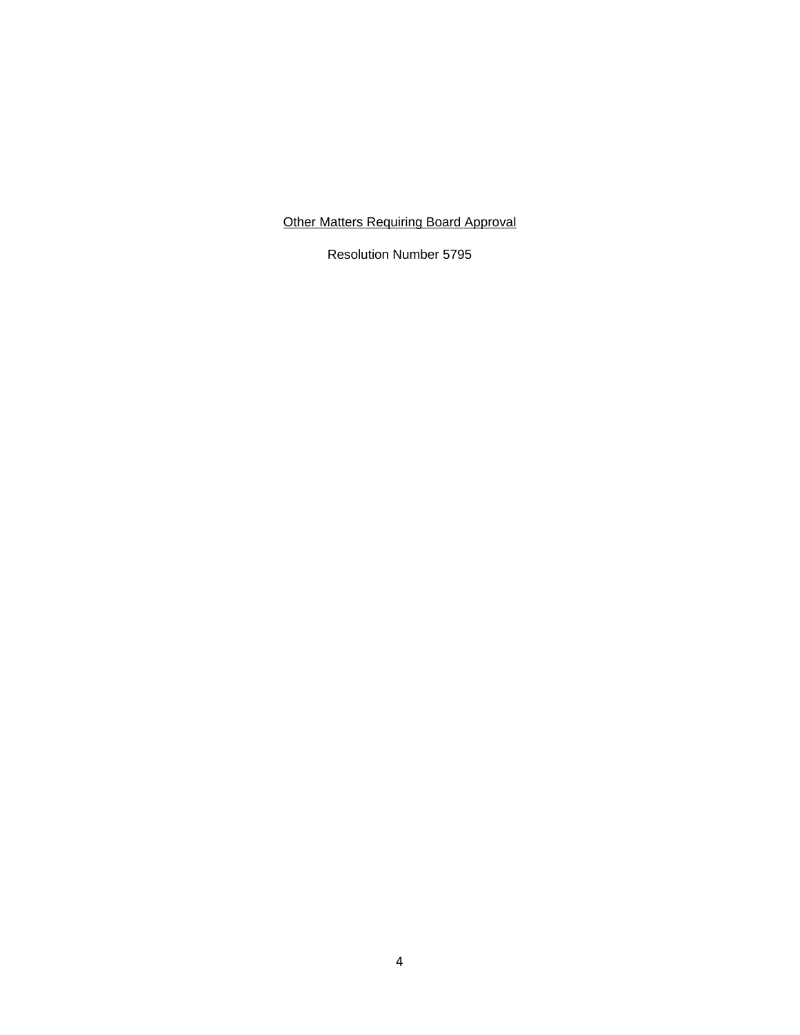<u>Other Matters Requiring Board Approval</u>

Resolution Number 5795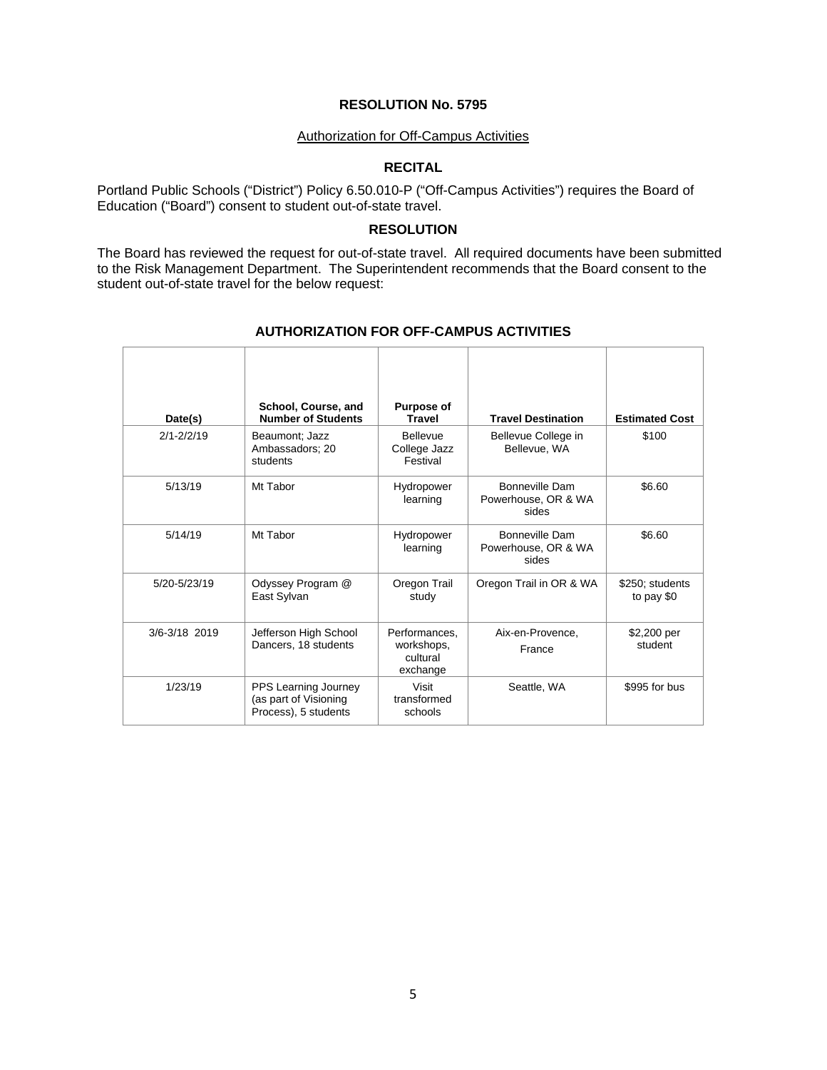**RESOLUTION No. 5795**

Authorization for Off-Campus Activities

**RECITAL**

Portland Public Schools ("District") Policy 6.50.010-P ("Off-Campus Activities") requires the Board of Education ("Board") consent to student out-of-state travel.

**RESOLUTION**

The Board has reviewed the request for out-of-state travel. All required documents have been submitted to the Risk Management Department. The Superintendent recommends that the Board consent to the student out-of-state travel for the below request:

**AUTHORIZATION FOR OFF-CAMPUS ACTIVITIES**

| Date(s) | School, Course, and Number of Students | Purpose of Travel | Travel Destination | Estimated Cost |
|---|---|---|---|---|
| 2/1-2/2/19 | Beaumont; Jazz Ambassadors; 20 students | Bellevue College Jazz Festival | Bellevue College in Bellevue, WA | $100 |
| 5/13/19 | Mt Tabor | Hydropower learning | Bonneville Dam Powerhouse, OR & WA sides | $6.60 |
| 5/14/19 | Mt Tabor | Hydropower learning | Bonneville Dam Powerhouse, OR & WA sides | $6.60 |
| 5/20-5/23/19 | Odyssey Program @ East Sylvan | Oregon Trail study | Oregon Trail in OR & WA | $250; students to pay $0 |
| 3/6-3/18 2019 | Jefferson High School Dancers, 18 students | Performances, workshops, cultural exchange | Aix-en-Provence, France | $2,200 per student |
| 1/23/19 | PPS Learning Journey (as part of Visioning Process), 5 students | Visit transformed schools | Seattle, WA | $995 for bus |